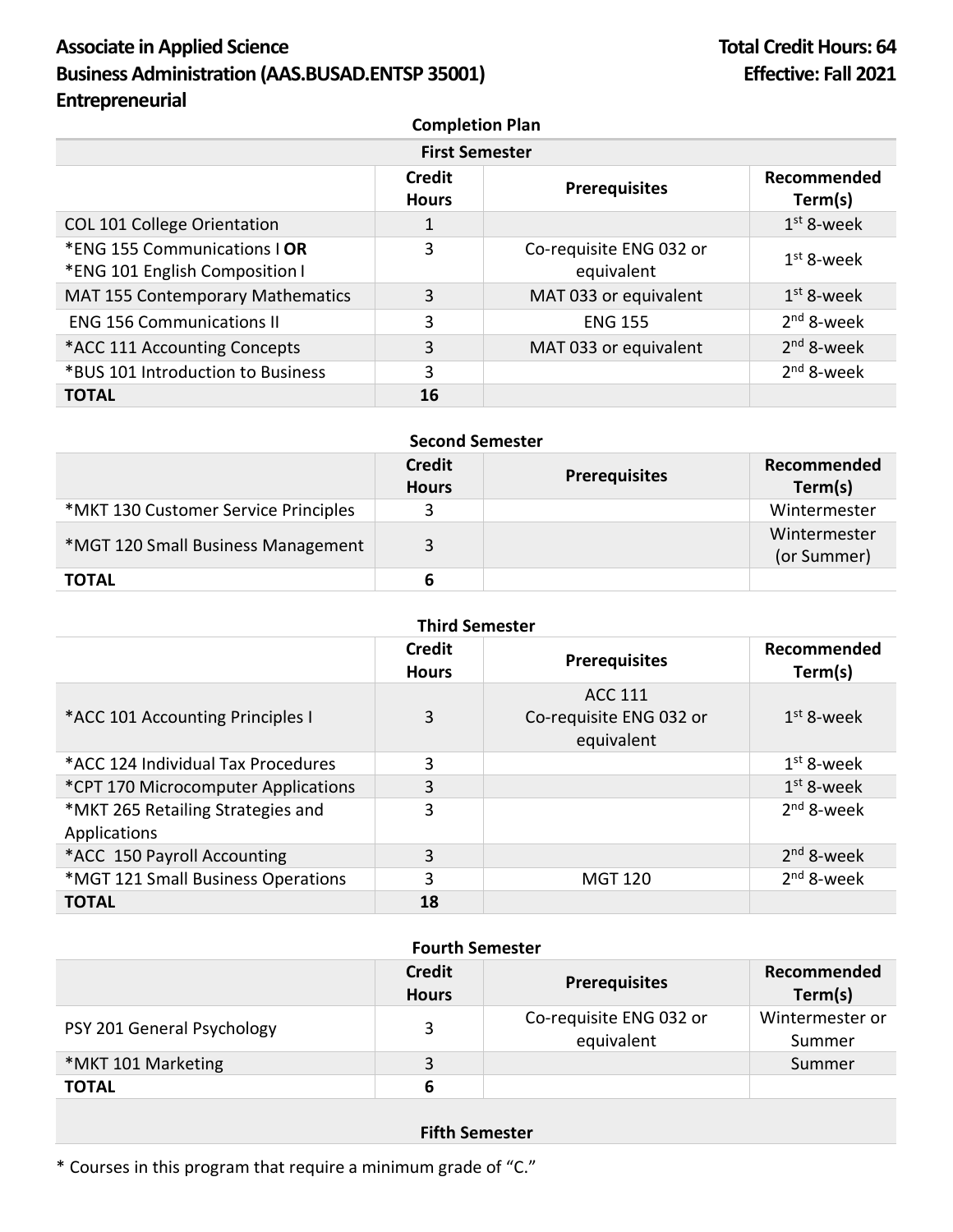**Associate in Applied Science**
**Business Administration (AAS.BUSAD.ENTSP 35001)**
**Entrepreneurial**

**Total Credit Hours: 64**
**Effective: Fall 2021**

**Completion Plan**

**First Semester**

| | Credit Hours | Prerequisites | Recommended Term(s) |
|---|---|---|---|
| COL 101 College Orientation | 1 | | 1st 8-week |
| *ENG 155 Communications I **OR** *ENG 101 English Composition I | 3 | Co-requisite ENG 032 or equivalent | 1st 8-week |
| MAT 155 Contemporary Mathematics | 3 | MAT 033 or equivalent | 1st 8-week |
| ENG 156 Communications II | 3 | ENG 155 | 2nd 8-week |
| *ACC 111 Accounting Concepts | 3 | MAT 033 or equivalent | 2nd 8-week |
| *BUS 101 Introduction to Business | 3 | | 2nd 8-week |
| **TOTAL** | **16** | | |

**Second Semester**

| | Credit Hours | Prerequisites | Recommended Term(s) |
|---|---|---|---|
| *MKT 130 Customer Service Principles | 3 | | Wintermester |
| *MGT 120 Small Business Management | 3 | | Wintermester (or Summer) |
| **TOTAL** | **6** | | |

**Third Semester**

| | Credit Hours | Prerequisites | Recommended Term(s) |
|---|---|---|---|
| *ACC 101 Accounting Principles I | 3 | ACC 111 Co-requisite ENG 032 or equivalent | 1st 8-week |
| *ACC 124 Individual Tax Procedures | 3 | | 1st 8-week |
| *CPT 170 Microcomputer Applications | 3 | | 1st 8-week |
| *MKT 265 Retailing Strategies and Applications | 3 | | 2nd 8-week |
| *ACC 150 Payroll Accounting | 3 | | 2nd 8-week |
| *MGT 121 Small Business Operations | 3 | MGT 120 | 2nd 8-week |
| **TOTAL** | **18** | | |

**Fourth Semester**

| | Credit Hours | Prerequisites | Recommended Term(s) |
|---|---|---|---|
| PSY 201 General Psychology | 3 | Co-requisite ENG 032 or equivalent | Wintermester or Summer |
| *MKT 101 Marketing | 3 | | Summer |
| **TOTAL** | **6** | | |

**Fifth Semester**

\* Courses in this program that require a minimum grade of "C."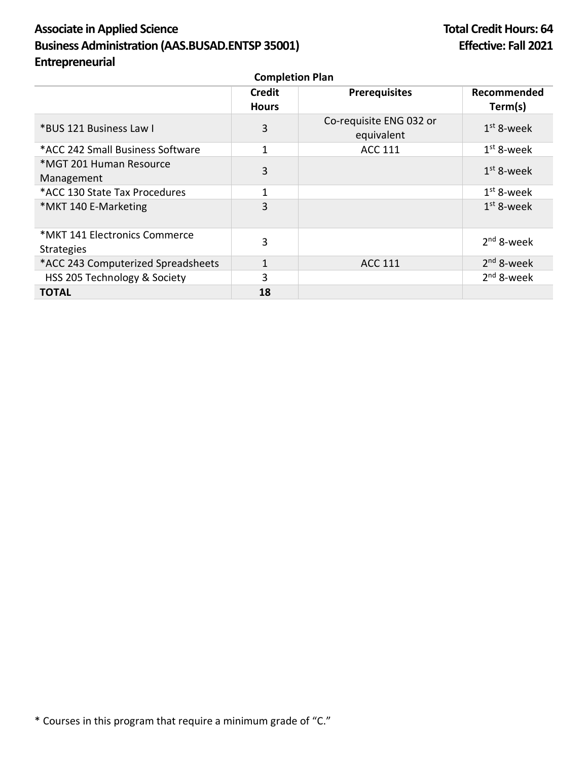**Associate in Applied Science**
**Business Administration (AAS.BUSAD.ENTSP 35001)**
**Entrepreneurial**

**Total Credit Hours: 64**
**Effective: Fall 2021**

**Completion Plan**

| | Credit Hours | Prerequisites | Recommended Term(s) |
|---|---|---|---|
| *BUS 121 Business Law I | 3 | Co-requisite ENG 032 or equivalent | 1st 8-week |
| *ACC 242 Small Business Software | 1 | ACC 111 | 1st 8-week |
| *MGT 201 Human Resource Management | 3 | | 1st 8-week |
| *ACC 130 State Tax Procedures | 1 | | 1st 8-week |
| *MKT 140 E-Marketing | 3 | | 1st 8-week |
| *MKT 141 Electronics Commerce Strategies | 3 | | 2nd 8-week |
| *ACC 243 Computerized Spreadsheets | 1 | ACC 111 | 2nd 8-week |
| HSS 205 Technology & Society | 3 | | 2nd 8-week |
| **TOTAL** | **18** | | |

* Courses in this program that require a minimum grade of "C."